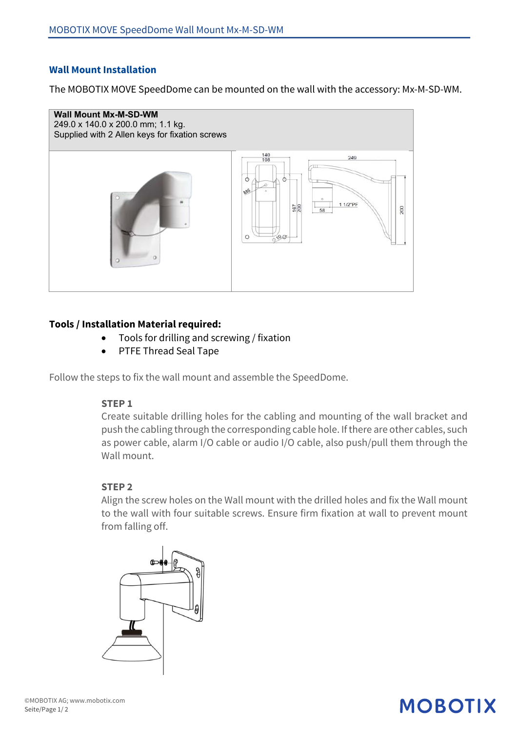## Wall Mount Installation

The MOBOTIX MOVE SpeedDome can be mounted on the wall with the accessory: Mx-M-SD-WM.

**Wall Mount Mx-M-SD-WM**
249.0 x 140.0 x 200.0 mm; 1.1 kg.
Supplied with 2 Allen keys for fixation screws

**Tools / Installation Material required:**

- Tools for drilling and screwing / fixation
- PTFE Thread Seal Tape

Follow the steps to fix the wall mount and assemble the SpeedDome.

**STEP 1**
Create suitable drilling holes for the cabling and mounting of the wall bracket and push the cabling through the corresponding cable hole. If there are other cables, such as power cable, alarm I/O cable or audio I/O cable, also push/pull them through the Wall mount.

**STEP 2**
Align the screw holes on the Wall mount with the drilled holes and fix the Wall mount to the wall with four suitable screws. Ensure firm fixation at wall to prevent mount from falling off.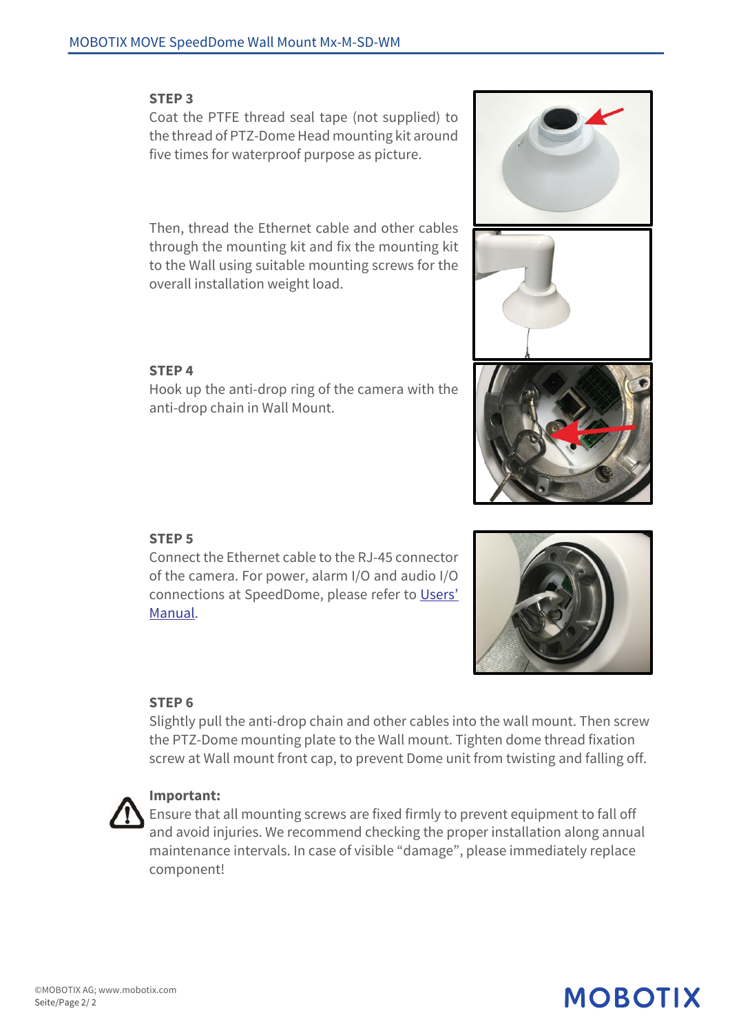### STEP 3

Coat the PTFE thread seal tape (not supplied) to the thread of PTZ-Dome Head mounting kit around five times for waterproof purpose as picture.

Then, thread the Ethernet cable and other cables through the mounting kit and fix the mounting kit to the Wall using suitable mounting screws for the overall installation weight load.

### STEP 4

Hook up the anti-drop ring of the camera with the anti-drop chain in Wall Mount.

### STEP 5

Connect the Ethernet cable to the RJ-45 connector of the camera. For power, alarm I/O and audio I/O connections at SpeedDome, please refer to Users' Manual.

### STEP 6

Slightly pull the anti-drop chain and other cables into the wall mount. Then screw the PTZ-Dome mounting plate to the Wall mount. Tighten dome thread fixation screw at Wall mount front cap, to prevent Dome unit from twisting and falling off.

**Important:**
Ensure that all mounting screws are fixed firmly to prevent equipment to fall off and avoid injuries. We recommend checking the proper installation along annual maintenance intervals. In case of visible "damage", please immediately replace component!

©MOBOTIX AG; www.mobotix.com

MOBOTIX